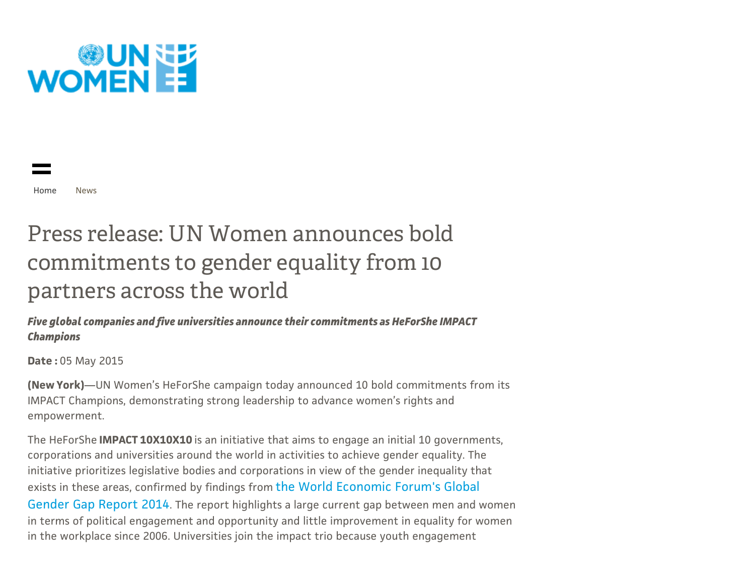Home News

# Press release: UN Women announces bold commitments to gender equality from 10 partners across the world

***Five global companies and five universities announce their commitments as HeForShe IMPACT Champions***

**Date :** 05 May 2015

**(New York)**—UN Women's HeForShe campaign today announced 10 bold commitments from its IMPACT Champions, demonstrating strong leadership to advance women's rights and empowerment.

The HeForShe **IMPACT 10X10X10** is an initiative that aims to engage an initial 10 governments, corporations and universities around the world in activities to achieve gender equality. The initiative prioritizes legislative bodies and corporations in view of the gender inequality that exists in these areas, confirmed by findings from the World Economic Forum's Global Gender Gap Report 2014. The report highlights a large current gap between men and women in terms of political engagement and opportunity and little improvement in equality for women in the workplace since 2006. Universities join the impact trio because youth engagement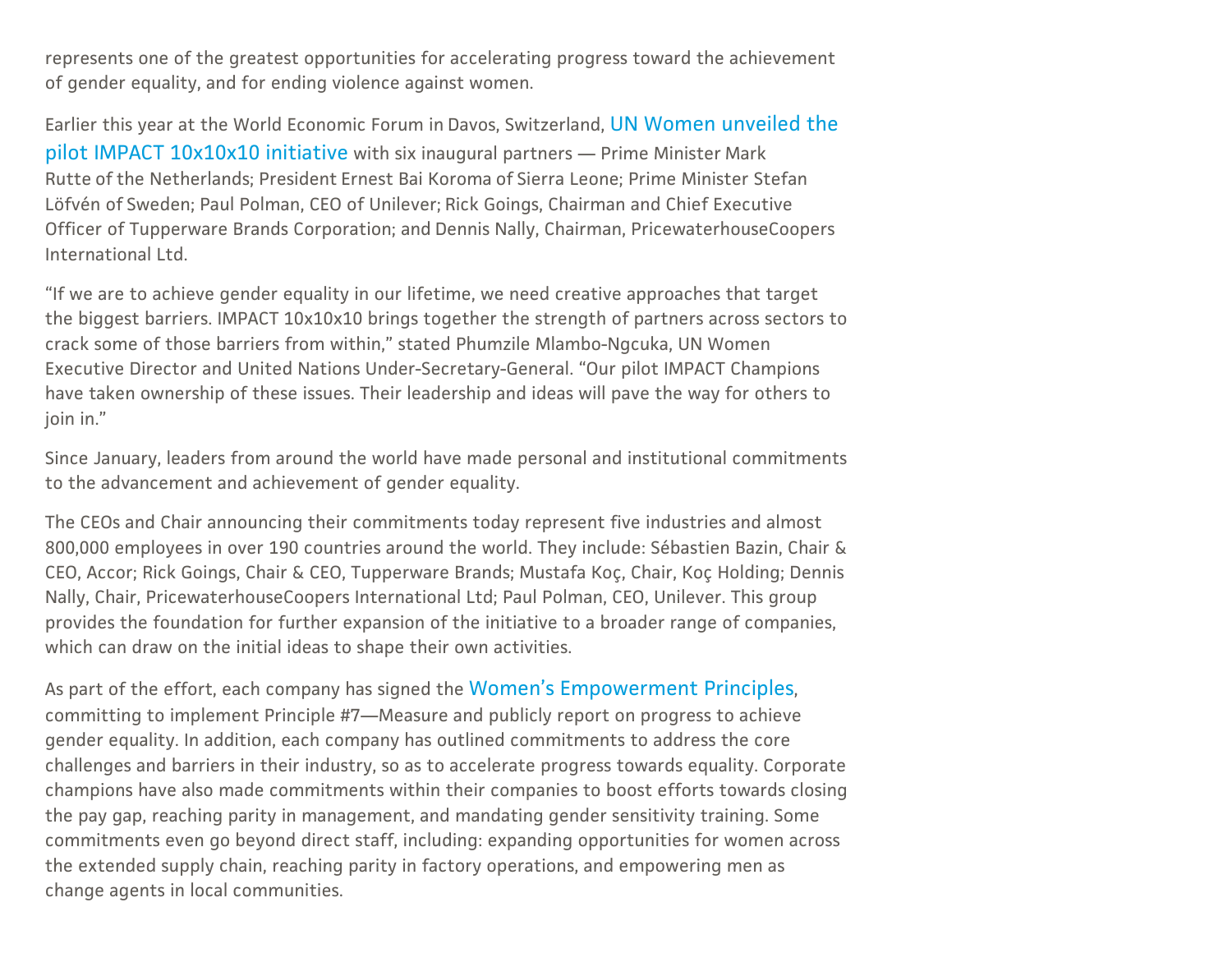represents one of the greatest opportunities for accelerating progress toward the achievement of gender equality, and for ending violence against women.

Earlier this year at the World Economic Forum in Davos, Switzerland, UN Women unveiled the pilot IMPACT 10x10x10 initiative with six inaugural partners — Prime Minister Mark Rutte of the Netherlands; President Ernest Bai Koroma of Sierra Leone; Prime Minister Stefan Löfvén of Sweden; Paul Polman, CEO of Unilever; Rick Goings, Chairman and Chief Executive Officer of Tupperware Brands Corporation; and Dennis Nally, Chairman, PricewaterhouseCoopers International Ltd.

"If we are to achieve gender equality in our lifetime, we need creative approaches that target the biggest barriers. IMPACT 10x10x10 brings together the strength of partners across sectors to crack some of those barriers from within," stated Phumzile Mlambo-Ngcuka, UN Women Executive Director and United Nations Under-Secretary-General. "Our pilot IMPACT Champions have taken ownership of these issues. Their leadership and ideas will pave the way for others to join in."

Since January, leaders from around the world have made personal and institutional commitments to the advancement and achievement of gender equality.

The CEOs and Chair announcing their commitments today represent five industries and almost 800,000 employees in over 190 countries around the world. They include: Sébastien Bazin, Chair & CEO, Accor; Rick Goings, Chair & CEO, Tupperware Brands; Mustafa Koç, Chair, Koç Holding; Dennis Nally, Chair, PricewaterhouseCoopers International Ltd; Paul Polman, CEO, Unilever. This group provides the foundation for further expansion of the initiative to a broader range of companies, which can draw on the initial ideas to shape their own activities.

As part of the effort, each company has signed the Women's Empowerment Principles, committing to implement Principle #7—Measure and publicly report on progress to achieve gender equality. In addition, each company has outlined commitments to address the core challenges and barriers in their industry, so as to accelerate progress towards equality. Corporate champions have also made commitments within their companies to boost efforts towards closing the pay gap, reaching parity in management, and mandating gender sensitivity training. Some commitments even go beyond direct staff, including: expanding opportunities for women across the extended supply chain, reaching parity in factory operations, and empowering men as change agents in local communities.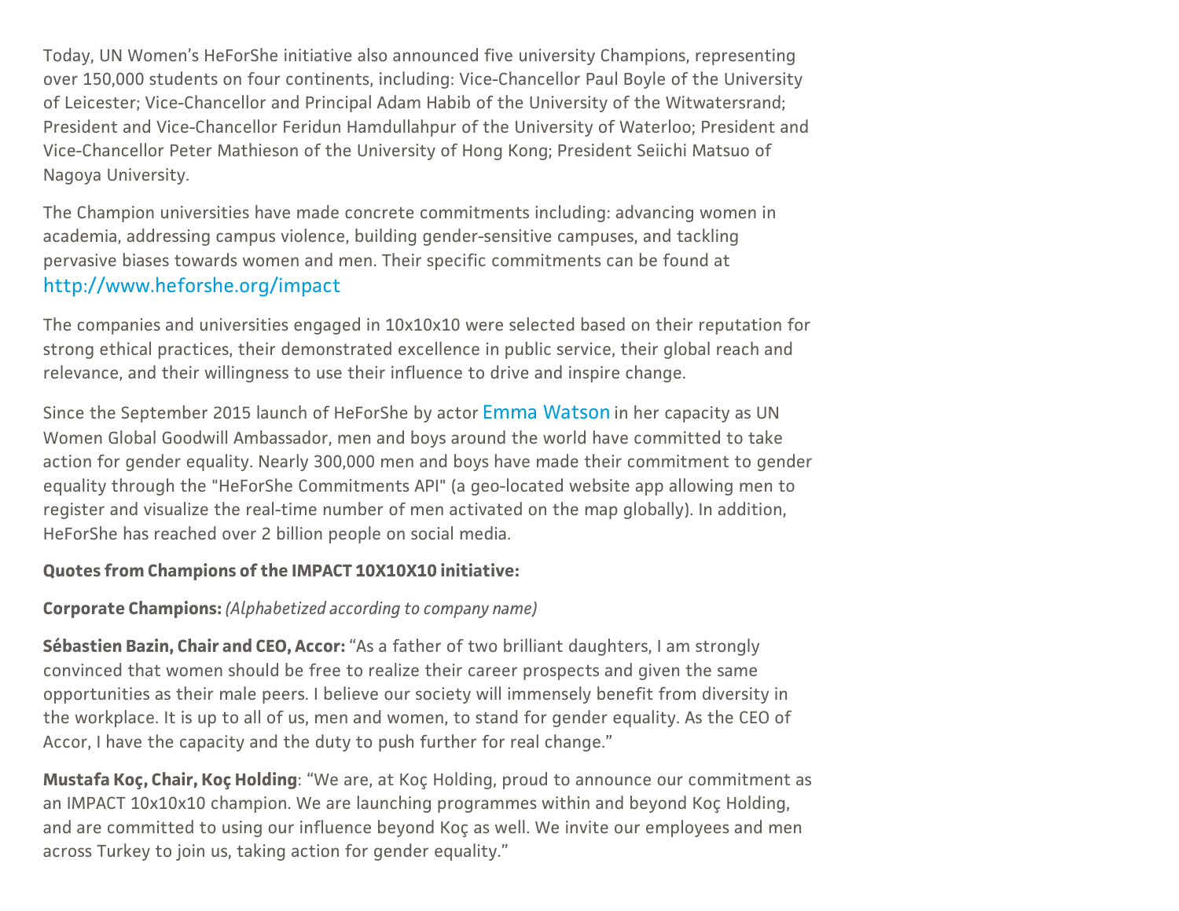Today, UN Women's HeForShe initiative also announced five university Champions, representing over 150,000 students on four continents, including: Vice-Chancellor Paul Boyle of the University of Leicester; Vice-Chancellor and Principal Adam Habib of the University of the Witwatersrand; President and Vice-Chancellor Feridun Hamdullahpur of the University of Waterloo; President and Vice-Chancellor Peter Mathieson of the University of Hong Kong; President Seiichi Matsuo of Nagoya University.

The Champion universities have made concrete commitments including: advancing women in academia, addressing campus violence, building gender-sensitive campuses, and tackling pervasive biases towards women and men. Their specific commitments can be found at http://www.heforshe.org/impact

The companies and universities engaged in 10x10x10 were selected based on their reputation for strong ethical practices, their demonstrated excellence in public service, their global reach and relevance, and their willingness to use their influence to drive and inspire change.

Since the September 2015 launch of HeForShe by actor Emma Watson in her capacity as UN Women Global Goodwill Ambassador, men and boys around the world have committed to take action for gender equality. Nearly 300,000 men and boys have made their commitment to gender equality through the "HeForShe Commitments API" (a geo-located website app allowing men to register and visualize the real-time number of men activated on the map globally). In addition, HeForShe has reached over 2 billion people on social media.

**Quotes from Champions of the IMPACT 10X10X10 initiative:**

**Corporate Champions:** *(Alphabetized according to company name)*

**Sébastien Bazin, Chair and CEO, Accor:** "As a father of two brilliant daughters, I am strongly convinced that women should be free to realize their career prospects and given the same opportunities as their male peers. I believe our society will immensely benefit from diversity in the workplace. It is up to all of us, men and women, to stand for gender equality. As the CEO of Accor, I have the capacity and the duty to push further for real change."

**Mustafa Koç, Chair, Koç Holding**: "We are, at Koç Holding, proud to announce our commitment as an IMPACT 10x10x10 champion. We are launching programmes within and beyond Koç Holding, and are committed to using our influence beyond Koç as well. We invite our employees and men across Turkey to join us, taking action for gender equality."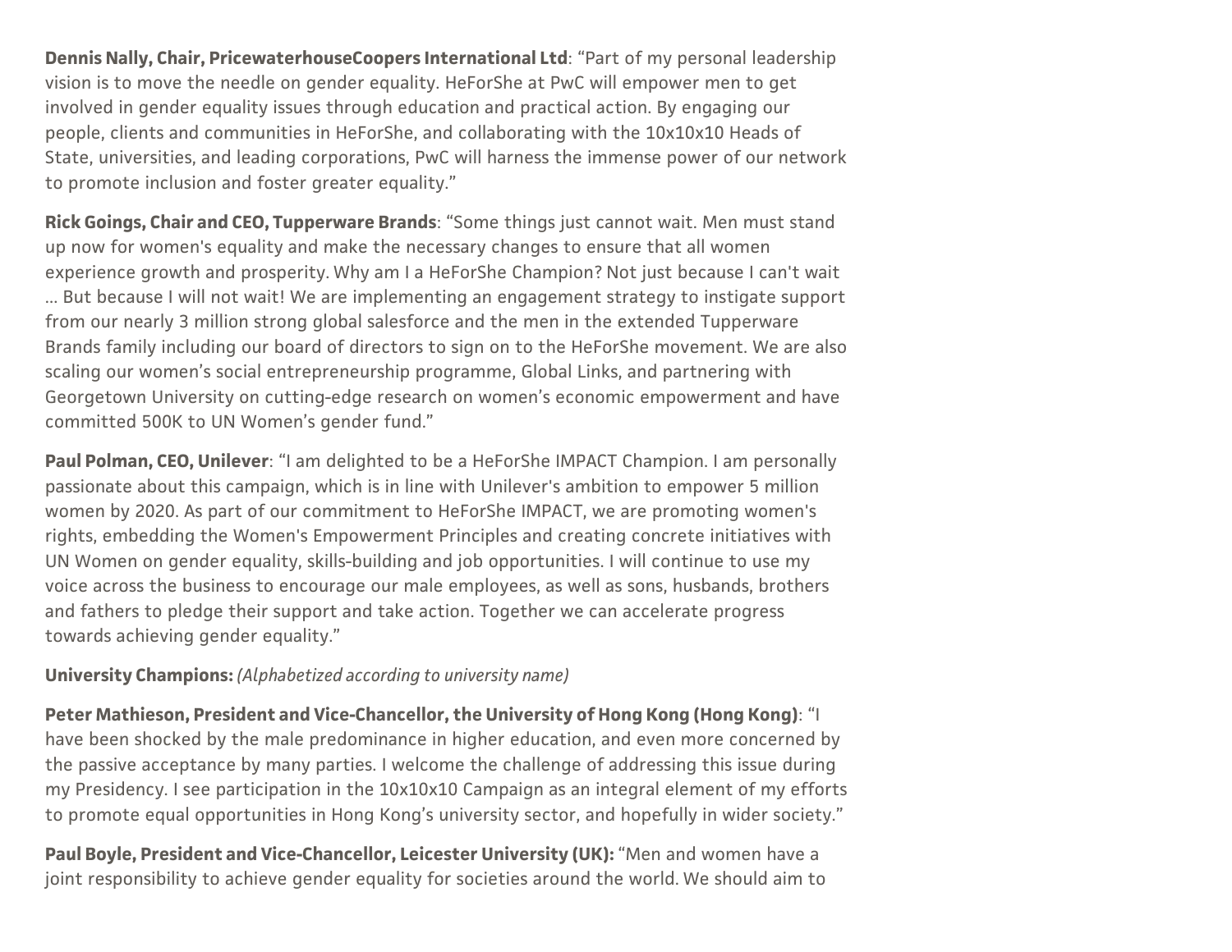**Dennis Nally, Chair, PricewaterhouseCoopers International Ltd**: "Part of my personal leadership vision is to move the needle on gender equality. HeForShe at PwC will empower men to get involved in gender equality issues through education and practical action. By engaging our people, clients and communities in HeForShe, and collaborating with the 10x10x10 Heads of State, universities, and leading corporations, PwC will harness the immense power of our network to promote inclusion and foster greater equality."

**Rick Goings, Chair and CEO, Tupperware Brands**: "Some things just cannot wait. Men must stand up now for women's equality and make the necessary changes to ensure that all women experience growth and prosperity. Why am I a HeForShe Champion? Not just because I can't wait … But because I will not wait! We are implementing an engagement strategy to instigate support from our nearly 3 million strong global salesforce and the men in the extended Tupperware Brands family including our board of directors to sign on to the HeForShe movement. We are also scaling our women's social entrepreneurship programme, Global Links, and partnering with Georgetown University on cutting-edge research on women's economic empowerment and have committed 500K to UN Women's gender fund."

**Paul Polman, CEO, Unilever**: "I am delighted to be a HeForShe IMPACT Champion. I am personally passionate about this campaign, which is in line with Unilever's ambition to empower 5 million women by 2020. As part of our commitment to HeForShe IMPACT, we are promoting women's rights, embedding the Women's Empowerment Principles and creating concrete initiatives with UN Women on gender equality, skills-building and job opportunities. I will continue to use my voice across the business to encourage our male employees, as well as sons, husbands, brothers and fathers to pledge their support and take action. Together we can accelerate progress towards achieving gender equality."

**University Champions:** *(Alphabetized according to university name)*

**Peter Mathieson, President and Vice-Chancellor, the University of Hong Kong (Hong Kong)**: "I have been shocked by the male predominance in higher education, and even more concerned by the passive acceptance by many parties. I welcome the challenge of addressing this issue during my Presidency. I see participation in the 10x10x10 Campaign as an integral element of my efforts to promote equal opportunities in Hong Kong's university sector, and hopefully in wider society."

**Paul Boyle, President and Vice-Chancellor, Leicester University (UK):** "Men and women have a joint responsibility to achieve gender equality for societies around the world. We should aim to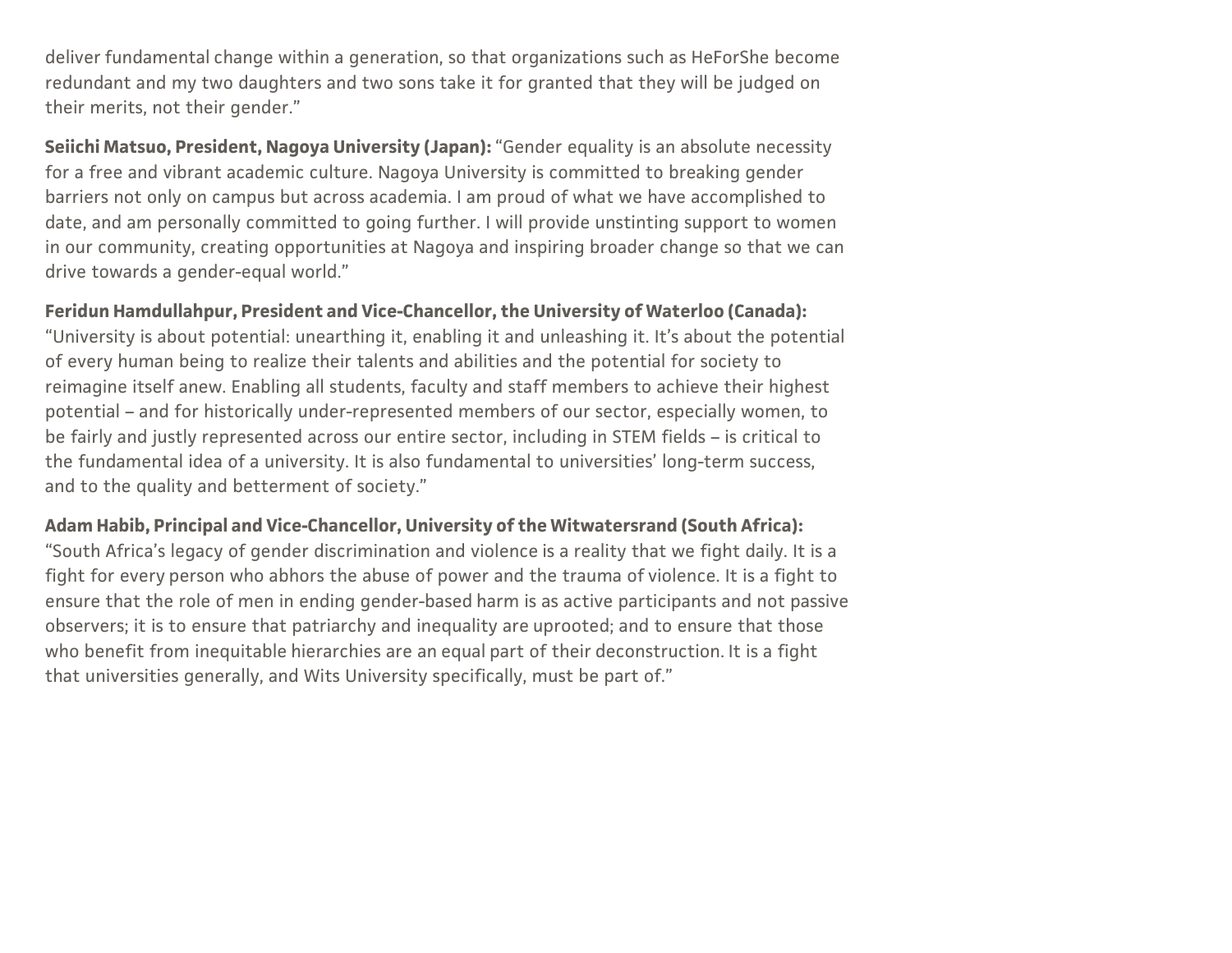deliver fundamental change within a generation, so that organizations such as HeForShe become redundant and my two daughters and two sons take it for granted that they will be judged on their merits, not their gender."

**Seiichi Matsuo, President, Nagoya University (Japan):** "Gender equality is an absolute necessity for a free and vibrant academic culture. Nagoya University is committed to breaking gender barriers not only on campus but across academia. I am proud of what we have accomplished to date, and am personally committed to going further. I will provide unstinting support to women in our community, creating opportunities at Nagoya and inspiring broader change so that we can drive towards a gender-equal world."

**Feridun Hamdullahpur, President and Vice-Chancellor, the University of Waterloo (Canada):** "University is about potential: unearthing it, enabling it and unleashing it. It's about the potential of every human being to realize their talents and abilities and the potential for society to reimagine itself anew. Enabling all students, faculty and staff members to achieve their highest potential – and for historically under-represented members of our sector, especially women, to be fairly and justly represented across our entire sector, including in STEM fields – is critical to the fundamental idea of a university. It is also fundamental to universities' long-term success, and to the quality and betterment of society."

**Adam Habib, Principal and Vice-Chancellor, University of the Witwatersrand (South Africa):** "South Africa's legacy of gender discrimination and violence is a reality that we fight daily. It is a fight for every person who abhors the abuse of power and the trauma of violence. It is a fight to ensure that the role of men in ending gender-based harm is as active participants and not passive observers; it is to ensure that patriarchy and inequality are uprooted; and to ensure that those who benefit from inequitable hierarchies are an equal part of their deconstruction. It is a fight that universities generally, and Wits University specifically, must be part of."